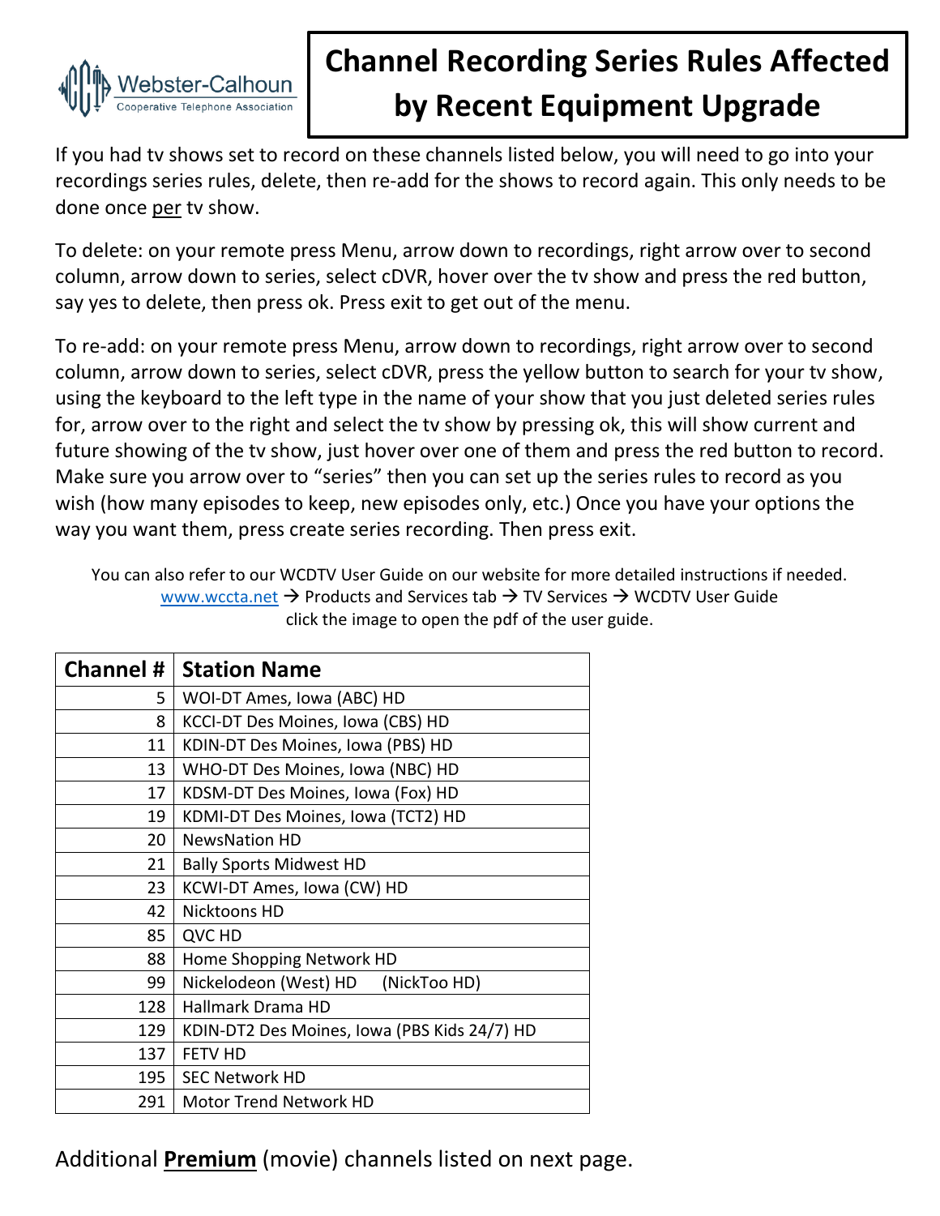Webster-Calhoun Cooperative Telephone Association

# Channel Recording Series Rules Affected by Recent Equipment Upgrade

If you had tv shows set to record on these channels listed below, you will need to go into your recordings series rules, delete, then re-add for the shows to record again. This only needs to be done once per tv show.

To delete: on your remote press Menu, arrow down to recordings, right arrow over to second column, arrow down to series, select cDVR, hover over the tv show and press the red button, say yes to delete, then press ok. Press exit to get out of the menu.

To re-add: on your remote press Menu, arrow down to recordings, right arrow over to second column, arrow down to series, select cDVR, press the yellow button to search for your tv show, using the keyboard to the left type in the name of your show that you just deleted series rules for, arrow over to the right and select the tv show by pressing ok, this will show current and future showing of the tv show, just hover over one of them and press the red button to record. Make sure you arrow over to "series" then you can set up the series rules to record as you wish (how many episodes to keep, new episodes only, etc.) Once you have your options the way you want them, press create series recording. Then press exit.

You can also refer to our WCDTV User Guide on our website for more detailed instructions if needed.
www.wccta.net → Products and Services tab → TV Services → WCDTV User Guide
click the image to open the pdf of the user guide.

| Channel # | Station Name |
|---|---|
| 5 | WOI-DT Ames, Iowa (ABC) HD |
| 8 | KCCI-DT Des Moines, Iowa (CBS) HD |
| 11 | KDIN-DT Des Moines, Iowa (PBS) HD |
| 13 | WHO-DT Des Moines, Iowa (NBC) HD |
| 17 | KDSM-DT Des Moines, Iowa (Fox) HD |
| 19 | KDMI-DT Des Moines, Iowa (TCT2) HD |
| 20 | NewsNation HD |
| 21 | Bally Sports Midwest HD |
| 23 | KCWI-DT Ames, Iowa (CW) HD |
| 42 | Nicktoons HD |
| 85 | QVC HD |
| 88 | Home Shopping Network HD |
| 99 | Nickelodeon (West) HD (NickToo HD) |
| 128 | Hallmark Drama HD |
| 129 | KDIN-DT2 Des Moines, Iowa (PBS Kids 24/7) HD |
| 137 | FETV HD |
| 195 | SEC Network HD |
| 291 | Motor Trend Network HD |

Additional **Premium** (movie) channels listed on next page.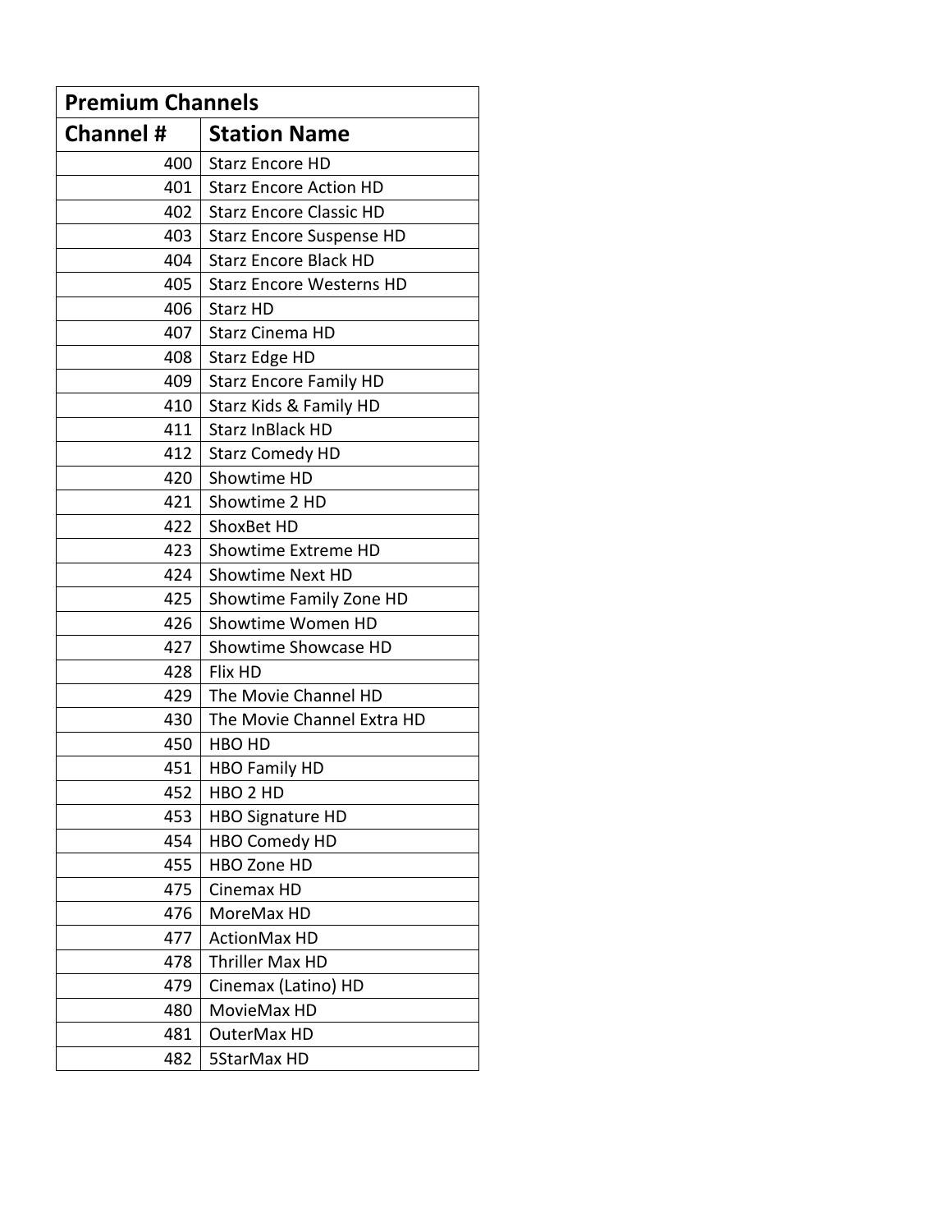| Premium Channels | |
|---|---|
| **Channel #** | **Station Name** |
| 400 | Starz Encore HD |
| 401 | Starz Encore Action HD |
| 402 | Starz Encore Classic HD |
| 403 | Starz Encore Suspense HD |
| 404 | Starz Encore Black HD |
| 405 | Starz Encore Westerns HD |
| 406 | Starz HD |
| 407 | Starz Cinema HD |
| 408 | Starz Edge HD |
| 409 | Starz Encore Family HD |
| 410 | Starz Kids & Family HD |
| 411 | Starz InBlack HD |
| 412 | Starz Comedy HD |
| 420 | Showtime HD |
| 421 | Showtime 2 HD |
| 422 | ShoxBet HD |
| 423 | Showtime Extreme HD |
| 424 | Showtime Next HD |
| 425 | Showtime Family Zone HD |
| 426 | Showtime Women HD |
| 427 | Showtime Showcase HD |
| 428 | Flix HD |
| 429 | The Movie Channel HD |
| 430 | The Movie Channel Extra HD |
| 450 | HBO HD |
| 451 | HBO Family HD |
| 452 | HBO 2 HD |
| 453 | HBO Signature HD |
| 454 | HBO Comedy HD |
| 455 | HBO Zone HD |
| 475 | Cinemax HD |
| 476 | MoreMax HD |
| 477 | ActionMax HD |
| 478 | Thriller Max HD |
| 479 | Cinemax (Latino) HD |
| 480 | MovieMax HD |
| 481 | OuterMax HD |
| 482 | 5StarMax HD |